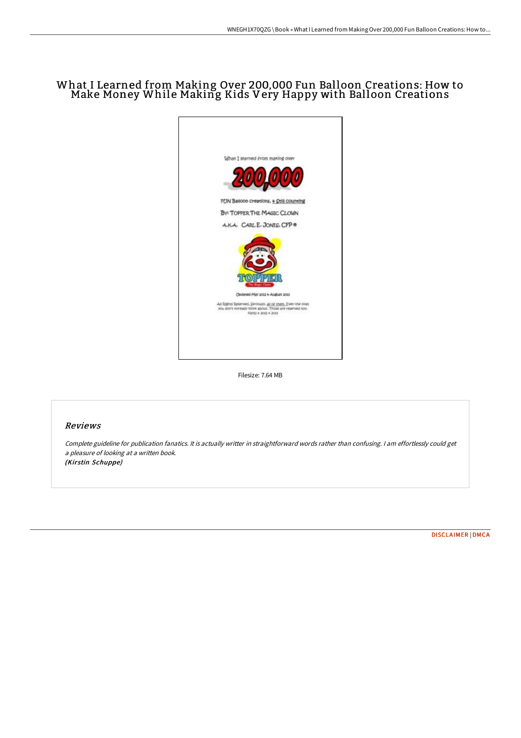# What I Learned from Making Over 200,000 Fun Balloon Creations: How to Make Money While Making Kids Very Happy with Balloon Creations

Filesize: 7.64 MB

## Reviews

*Complete guideline for publication fanatics. It is actually writter in straightforward words rather than confusing. I am effortlessly could get a pleasure of looking at a written book.*
***(Kirstin Schuppe)***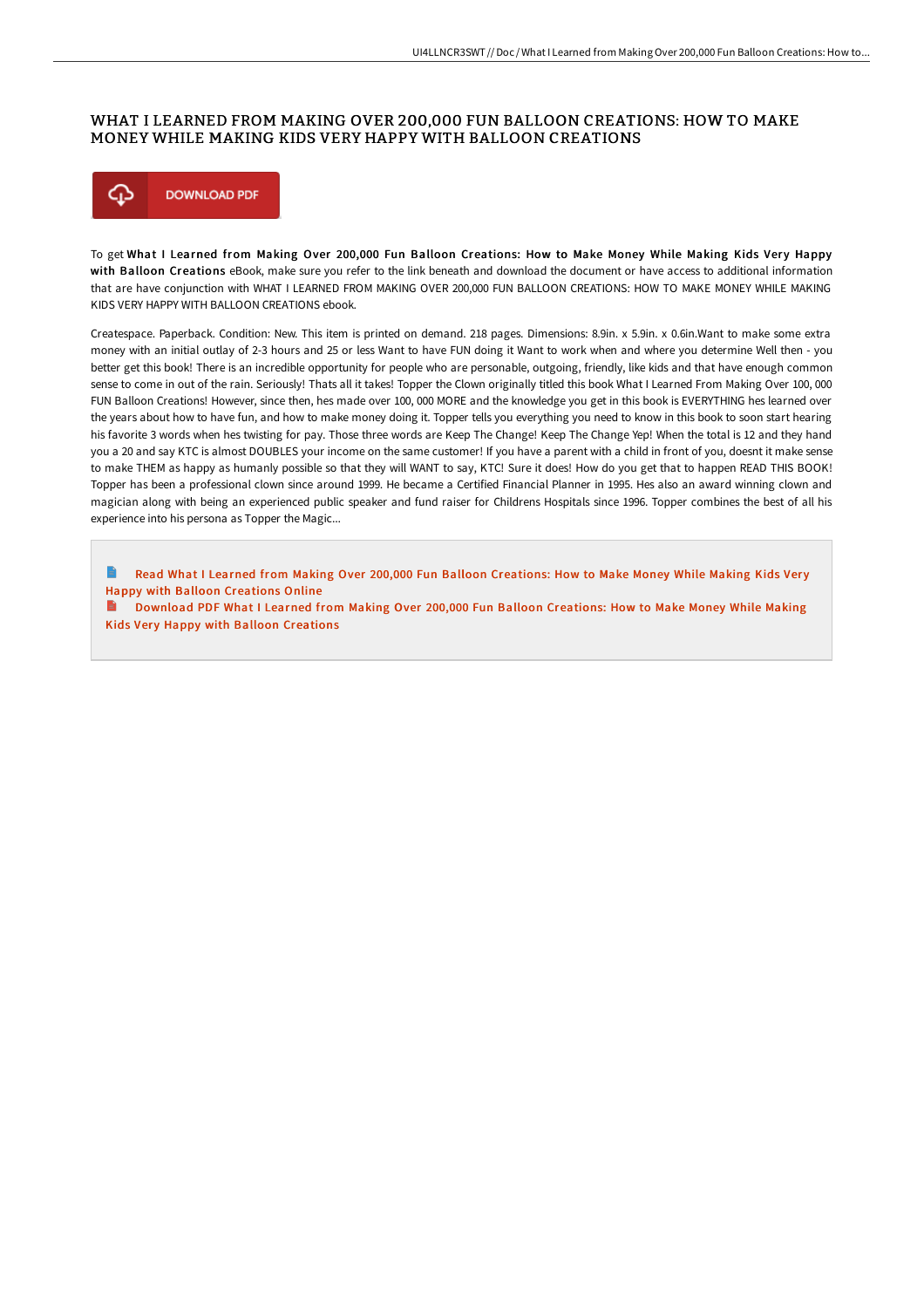# WHAT I LEARNED FROM MAKING OVER 200,000 FUN BALLOON CREATIONS: HOW TO MAKE MONEY WHILE MAKING KIDS VERY HAPPY WITH BALLOON CREATIONS

DOWNLOAD PDF

To get **What I Learned from Making Over 200,000 Fun Balloon Creations: How to Make Money While Making Kids Very Happy with Balloon Creations** eBook, make sure you refer to the link beneath and download the document or have access to additional information that are have conjunction with WHAT I LEARNED FROM MAKING OVER 200,000 FUN BALLOON CREATIONS: HOW TO MAKE MONEY WHILE MAKING KIDS VERY HAPPY WITH BALLOON CREATIONS ebook.

Createspace. Paperback. Condition: New. This item is printed on demand. 218 pages. Dimensions: 8.9in. x 5.9in. x 0.6in.Want to make some extra money with an initial outlay of 2-3 hours and 25 or less Want to have FUN doing it Want to work when and where you determine Well then - you better get this book! There is an incredible opportunity for people who are personable, outgoing, friendly, like kids and that have enough common sense to come in out of the rain. Seriously! Thats all it takes! Topper the Clown originally titled this book What I Learned From Making Over 100, 000 FUN Balloon Creations! However, since then, hes made over 100, 000 MORE and the knowledge you get in this book is EVERYTHING hes learned over the years about how to have fun, and how to make money doing it. Topper tells you everything you need to know in this book to soon start hearing his favorite 3 words when hes twisting for pay. Those three words are Keep The Change! Keep The Change Yep! When the total is 12 and they hand you a 20 and say KTC is almost DOUBLES your income on the same customer! If you have a parent with a child in front of you, doesnt it make sense to make THEM as happy as humanly possible so that they will WANT to say, KTC! Sure it does! How do you get that to happen READ THIS BOOK! Topper has been a professional clown since around 1999. He became a Certified Financial Planner in 1995. Hes also an award winning clown and magician along with being an experienced public speaker and fund raiser for Childrens Hospitals since 1996. Topper combines the best of all his experience into his persona as Topper the Magic...

- Read What I Learned from Making Over 200,000 Fun Balloon Creations: How to Make Money While Making Kids Very Happy with Balloon Creations Online
- Download PDF What I Learned from Making Over 200,000 Fun Balloon Creations: How to Make Money While Making Kids Very Happy with Balloon Creations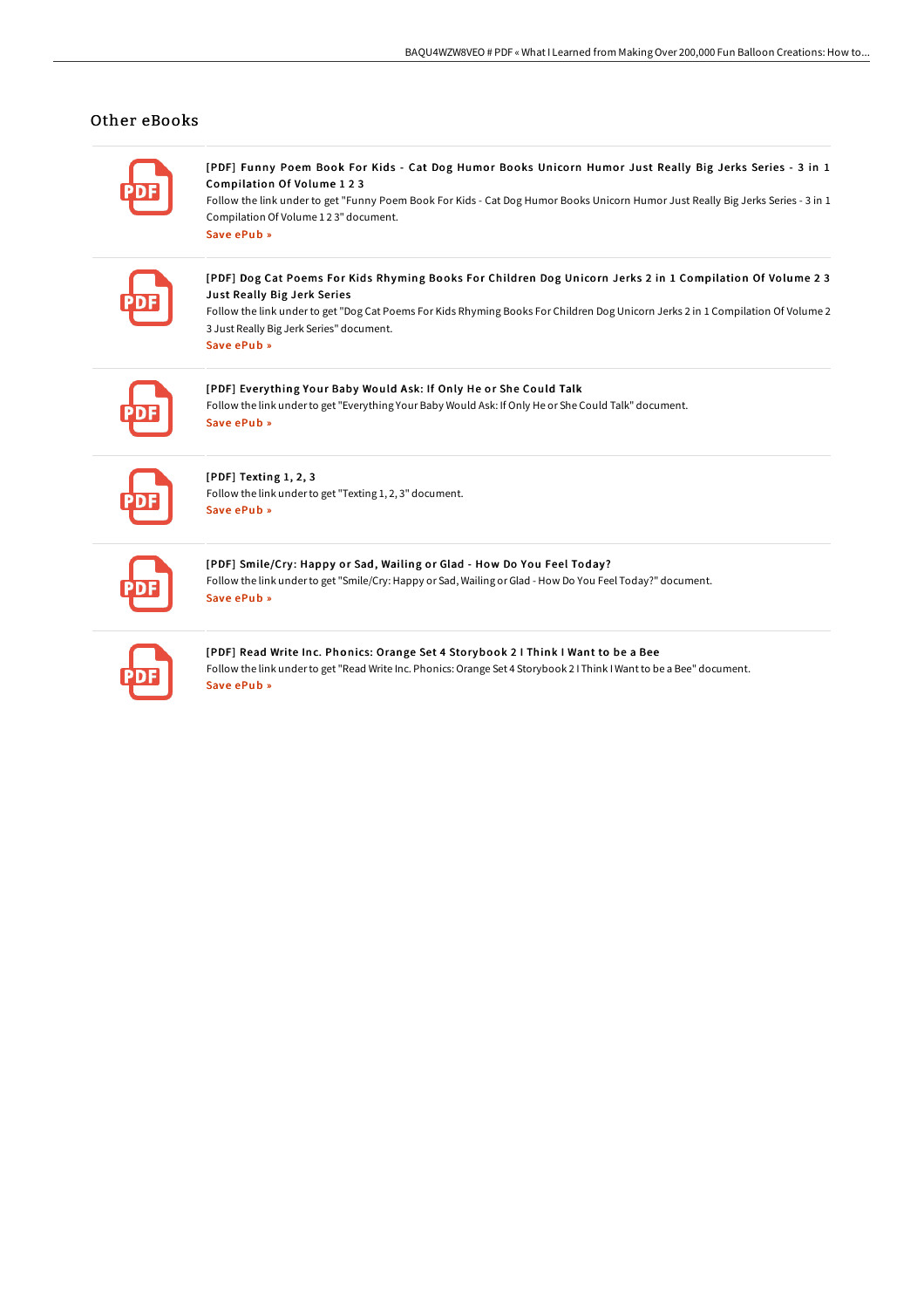## Other eBooks

**[PDF] Funny Poem Book For Kids - Cat Dog Humor Books Unicorn Humor Just Really Big Jerks Series - 3 in 1 Compilation Of Volume 1 2 3**

Follow the link under to get "Funny Poem Book For Kids - Cat Dog Humor Books Unicorn Humor Just Really Big Jerks Series - 3 in 1 Compilation Of Volume 1 2 3" document.

Save ePub »

**[PDF] Dog Cat Poems For Kids Rhyming Books For Children Dog Unicorn Jerks 2 in 1 Compilation Of Volume 2 3 Just Really Big Jerk Series**

Follow the link under to get "Dog Cat Poems For Kids Rhyming Books For Children Dog Unicorn Jerks 2 in 1 Compilation Of Volume 2 3 Just Really Big Jerk Series" document.

Save ePub »

**[PDF] Everything Your Baby Would Ask: If Only He or She Could Talk**

Follow the link under to get "Everything Your Baby Would Ask: If Only He or She Could Talk" document.

Save ePub »

**[PDF] Texting 1, 2, 3**

Follow the link under to get "Texting 1, 2, 3" document.

Save ePub »

**[PDF] Smile/Cry: Happy or Sad, Wailing or Glad - How Do You Feel Today?**

Follow the link under to get "Smile/Cry: Happy or Sad, Wailing or Glad - How Do You Feel Today?" document.

Save ePub »

**[PDF] Read Write Inc. Phonics: Orange Set 4 Storybook 2 I Think I Want to be a Bee**

Follow the link under to get "Read Write Inc. Phonics: Orange Set 4 Storybook 2 I Think I Want to be a Bee" document.

Save ePub »